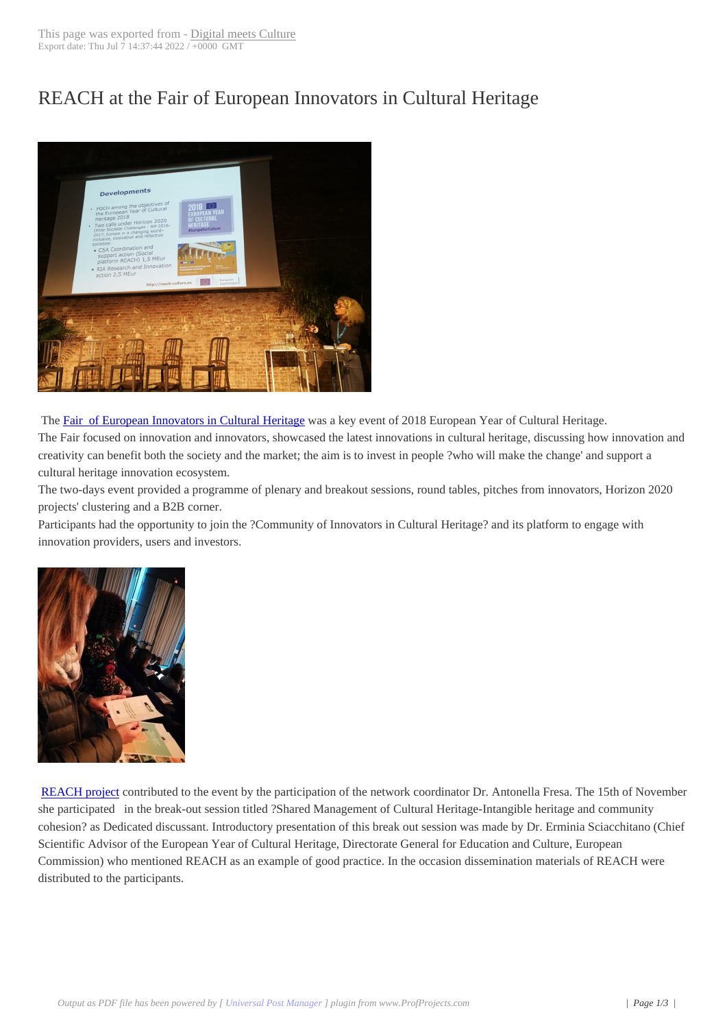# REACH at the Fair of European Innovators in Cultural Heritage

The Fair of European Innovators in Cultural Heritage was a key event of 2018 European Year of Cultural Heritage.
The Fair focused on innovation and innovators, showcased the latest innovations in cultural heritage, discussing how innovation and creativity can benefit both the society and the market; the aim is to invest in people ?who will make the change' and support a cultural heritage innovation ecosystem.
The two-days event provided a programme of plenary and breakout sessions, round tables, pitches from innovators, Horizon 2020 projects' clustering and a B2B corner.
Participants had the opportunity to join the ?Community of Innovators in Cultural Heritage? and its platform to engage with innovation providers, users and investors.

REACH project contributed to the event by the participation of the network coordinator Dr. Antonella Fresa. The 15th of November she participated in the break-out session titled ?Shared Management of Cultural Heritage-Intangible heritage and community cohesion? as Dedicated discussant. Introductory presentation of this break out session was made by Dr. Erminia Sciacchitano (Chief Scientific Advisor of the European Year of Cultural Heritage, Directorate General for Education and Culture, European Commission) who mentioned REACH as an example of good practice. In the occasion dissemination materials of REACH were distributed to the participants.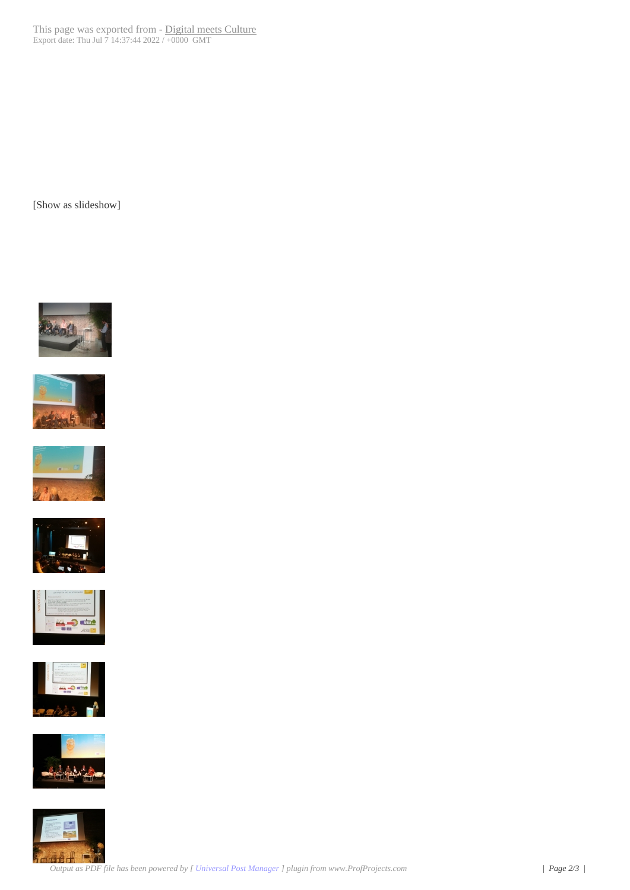[Show as slideshow]